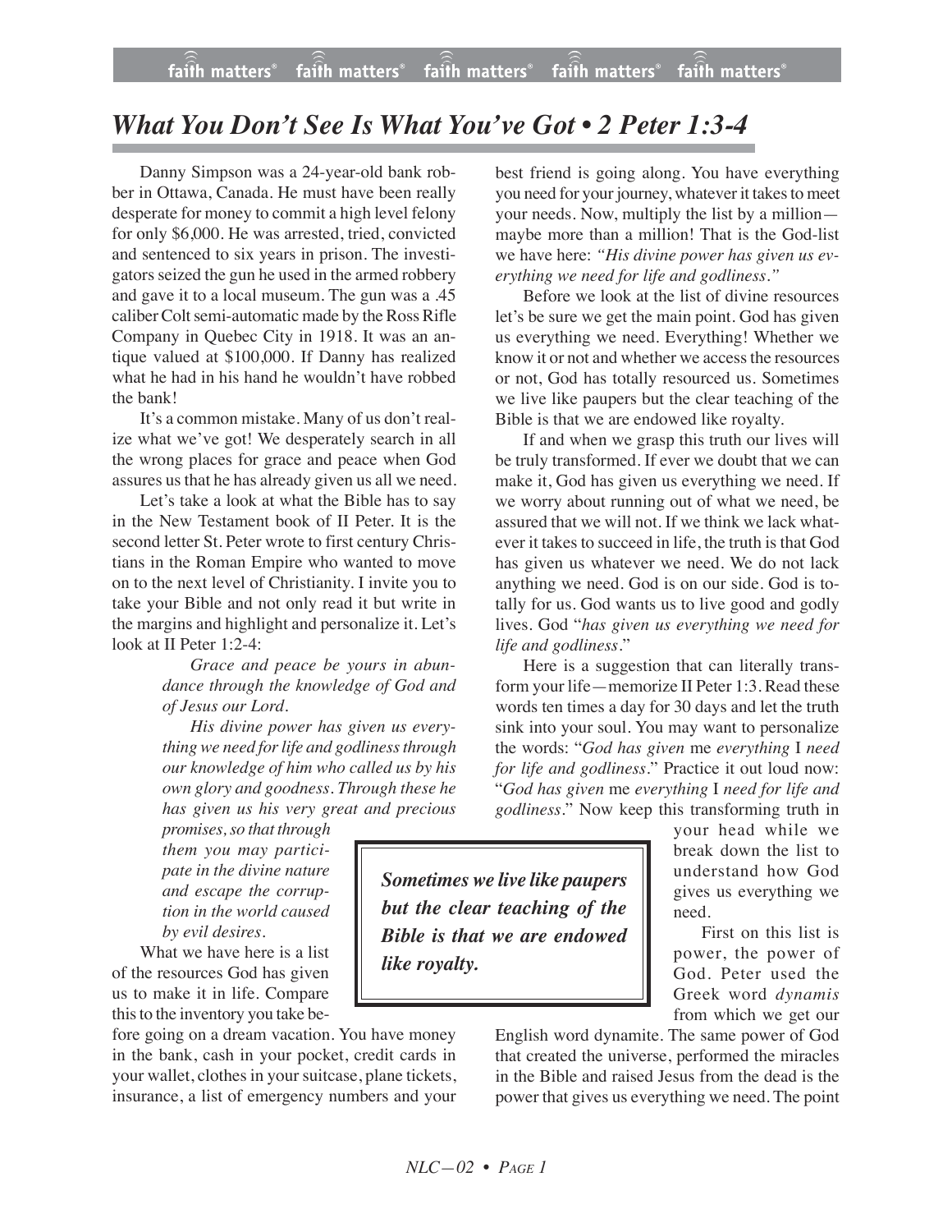# *What You Don't See Is What You've Got • 2 Peter 1:3-4*

Danny Simpson was a 24-year-old bank robber in Ottawa, Canada. He must have been really desperate for money to commit a high level felony for only $6,000. He was arrested, tried, convicted and sentenced to six years in prison. The investigators seized the gun he used in the armed robbery and gave it to a local museum. The gun was a .45 caliber Colt semi-automatic made by the Ross Rifle Company in Quebec City in 1918. It was an antique valued at $100,000. If Danny has realized what he had in his hand he wouldn't have robbed the bank!

It's a common mistake. Many of us don't realize what we've got! We desperately search in all the wrong places for grace and peace when God assures us that he has already given us all we need.

Let's take a look at what the Bible has to say in the New Testament book of II Peter. It is the second letter St. Peter wrote to first century Christians in the Roman Empire who wanted to move on to the next level of Christianity. I invite you to take your Bible and not only read it but write in the margins and highlight and personalize it. Let's look at II Peter 1:2-4:

> *Grace and peace be yours in abundance through the knowledge of God and of Jesus our Lord.*
>
> *His divine power has given us everything we need for life and godliness through our knowledge of him who called us by his own glory and goodness. Through these he has given us his very great and precious promises, so that through them you may participate in the divine nature and escape the corruption in the world caused by evil desires.*

What we have here is a list of the resources God has given us to make it in life. Compare this to the inventory you take before going on a dream vacation. You have money in the bank, cash in your pocket, credit cards in your wallet, clothes in your suitcase, plane tickets, insurance, a list of emergency numbers and your best friend is going along. You have everything you need for your journey, whatever it takes to meet your needs. Now, multiply the list by a million—maybe more than a million! That is the God-list we have here: *"His divine power has given us everything we need for life and godliness."*

Before we look at the list of divine resources let's be sure we get the main point. God has given us everything we need. Everything! Whether we know it or not and whether we access the resources or not, God has totally resourced us. Sometimes we live like paupers but the clear teaching of the Bible is that we are endowed like royalty.

If and when we grasp this truth our lives will be truly transformed. If ever we doubt that we can make it, God has given us everything we need. If we worry about running out of what we need, be assured that we will not. If we think we lack whatever it takes to succeed in life, the truth is that God has given us whatever we need. We do not lack anything we need. God is on our side. God is totally for us. God wants us to live good and godly lives. God "*has given us everything we need for life and godliness*."

Here is a suggestion that can literally transform your life—memorize II Peter 1:3. Read these words ten times a day for 30 days and let the truth sink into your soul. You may want to personalize the words: "*God has given* me *everything* I *need for life and godliness*." Practice it out loud now: "*God has given* me *everything* I *need for life and godliness*." Now keep this transforming truth in your head while we break down the list to understand how God gives us everything we need.

> ***Sometimes we live like paupers but the clear teaching of the Bible is that we are endowed like royalty.***

First on this list is power, the power of God. Peter used the Greek word *dynamis* from which we get our English word dynamite. The same power of God that created the universe, performed the miracles in the Bible and raised Jesus from the dead is the power that gives us everything we need. The point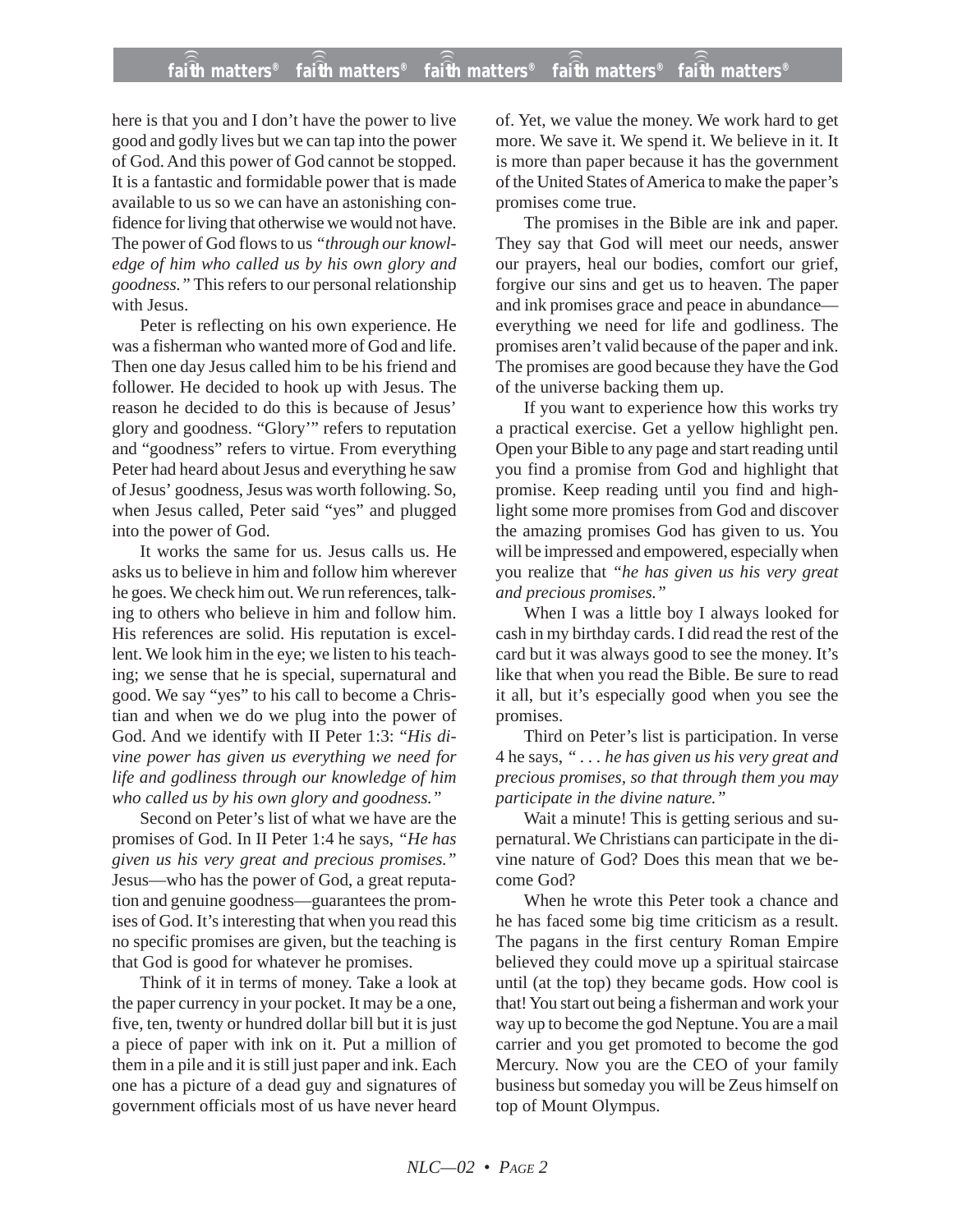here is that you and I don't have the power to live good and godly lives but we can tap into the power of God. And this power of God cannot be stopped. It is a fantastic and formidable power that is made available to us so we can have an astonishing confidence for living that otherwise we would not have. The power of God flows to us *"through our knowledge of him who called us by his own glory and goodness."* This refers to our personal relationship with Jesus.

Peter is reflecting on his own experience. He was a fisherman who wanted more of God and life. Then one day Jesus called him to be his friend and follower. He decided to hook up with Jesus. The reason he decided to do this is because of Jesus' glory and goodness. "Glory'" refers to reputation and "goodness" refers to virtue. From everything Peter had heard about Jesus and everything he saw of Jesus' goodness, Jesus was worth following. So, when Jesus called, Peter said "yes" and plugged into the power of God.

It works the same for us. Jesus calls us. He asks us to believe in him and follow him wherever he goes. We check him out. We run references, talking to others who believe in him and follow him. His references are solid. His reputation is excellent. We look him in the eye; we listen to his teaching; we sense that he is special, supernatural and good. We say "yes" to his call to become a Christian and when we do we plug into the power of God. And we identify with II Peter 1:3: *"His divine power has given us everything we need for life and godliness through our knowledge of him who called us by his own glory and goodness."*

Second on Peter's list of what we have are the promises of God. In II Peter 1:4 he says, *"He has given us his very great and precious promises."* Jesus—who has the power of God, a great reputation and genuine goodness—guarantees the promises of God. It's interesting that when you read this no specific promises are given, but the teaching is that God is good for whatever he promises.

Think of it in terms of money. Take a look at the paper currency in your pocket. It may be a one, five, ten, twenty or hundred dollar bill but it is just a piece of paper with ink on it. Put a million of them in a pile and it is still just paper and ink. Each one has a picture of a dead guy and signatures of government officials most of us have never heard of. Yet, we value the money. We work hard to get more. We save it. We spend it. We believe in it. It is more than paper because it has the government of the United States of America to make the paper's promises come true.

The promises in the Bible are ink and paper. They say that God will meet our needs, answer our prayers, heal our bodies, comfort our grief, forgive our sins and get us to heaven. The paper and ink promises grace and peace in abundance—everything we need for life and godliness. The promises aren't valid because of the paper and ink. The promises are good because they have the God of the universe backing them up.

If you want to experience how this works try a practical exercise. Get a yellow highlight pen. Open your Bible to any page and start reading until you find a promise from God and highlight that promise. Keep reading until you find and highlight some more promises from God and discover the amazing promises God has given to us. You will be impressed and empowered, especially when you realize that *"he has given us his very great and precious promises."*

When I was a little boy I always looked for cash in my birthday cards. I did read the rest of the card but it was always good to see the money. It's like that when you read the Bible. Be sure to read it all, but it's especially good when you see the promises.

Third on Peter's list is participation. In verse 4 he says, *" . . . he has given us his very great and precious promises, so that through them you may participate in the divine nature."*

Wait a minute! This is getting serious and supernatural. We Christians can participate in the divine nature of God? Does this mean that we become God?

When he wrote this Peter took a chance and he has faced some big time criticism as a result. The pagans in the first century Roman Empire believed they could move up a spiritual staircase until (at the top) they became gods. How cool is that! You start out being a fisherman and work your way up to become the god Neptune. You are a mail carrier and you get promoted to become the god Mercury. Now you are the CEO of your family business but someday you will be Zeus himself on top of Mount Olympus.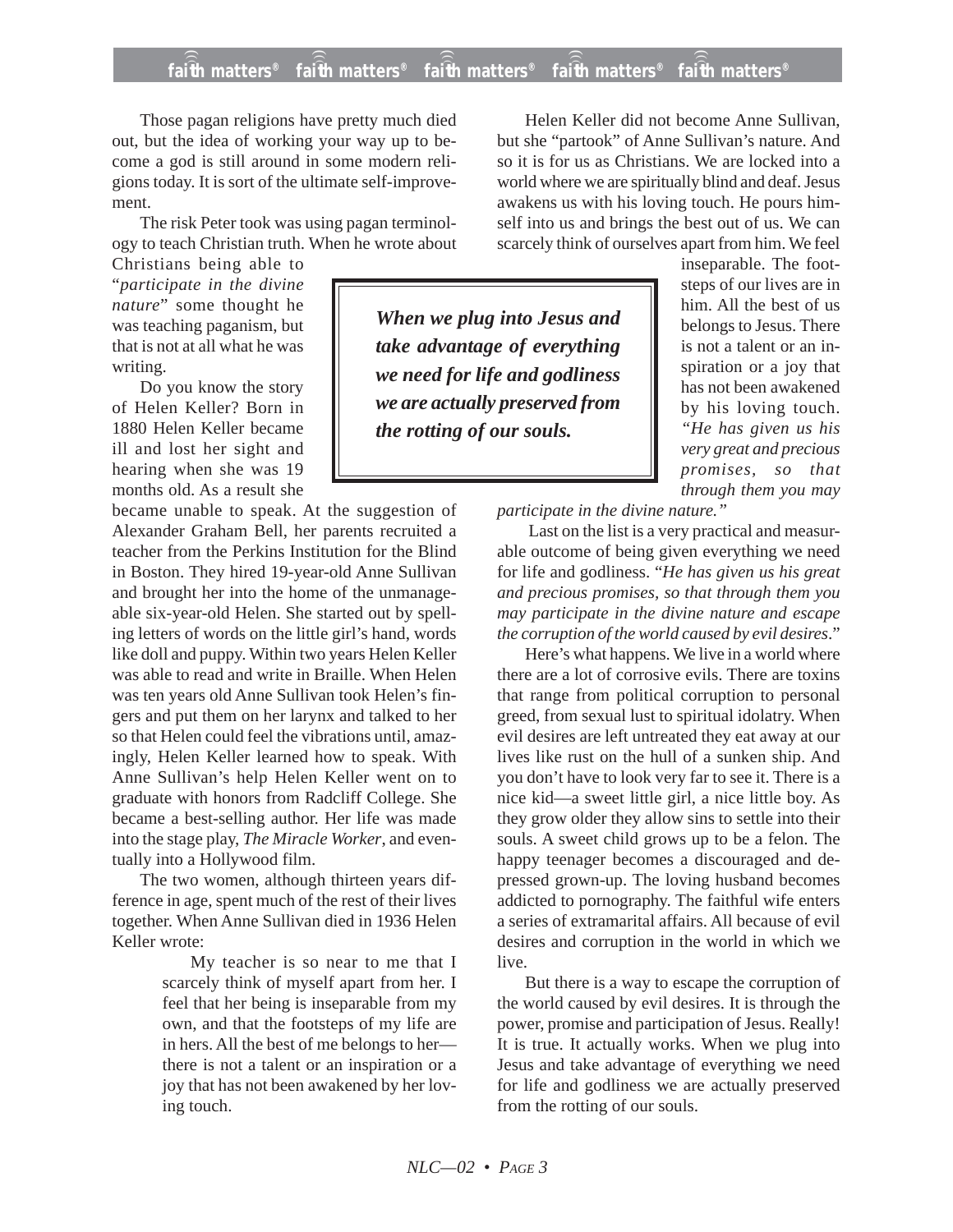Those pagan religions have pretty much died out, but the idea of working your way up to become a god is still around in some modern religions today. It is sort of the ultimate self-improvement.

The risk Peter took was using pagan terminology to teach Christian truth. When he wrote about Christians being able to "*participate in the divine nature*" some thought he was teaching paganism, but that is not at all what he was writing.

Do you know the story of Helen Keller? Born in 1880 Helen Keller became ill and lost her sight and hearing when she was 19 months old. As a result she became unable to speak. At the suggestion of Alexander Graham Bell, her parents recruited a teacher from the Perkins Institution for the Blind in Boston. They hired 19-year-old Anne Sullivan and brought her into the home of the unmanageable six-year-old Helen. She started out by spelling letters of words on the little girl's hand, words like doll and puppy. Within two years Helen Keller was able to read and write in Braille. When Helen was ten years old Anne Sullivan took Helen's fingers and put them on her larynx and talked to her so that Helen could feel the vibrations until, amazingly, Helen Keller learned how to speak. With Anne Sullivan's help Helen Keller went on to graduate with honors from Radcliff College. She became a best-selling author. Her life was made into the stage play, *The Miracle Worker*, and eventually into a Hollywood film.

The two women, although thirteen years difference in age, spent much of the rest of their lives together. When Anne Sullivan died in 1936 Helen Keller wrote:

> My teacher is so near to me that I scarcely think of myself apart from her. I feel that her being is inseparable from my own, and that the footsteps of my life are in hers. All the best of me belongs to her—there is not a talent or an inspiration or a joy that has not been awakened by her loving touch.

Helen Keller did not become Anne Sullivan, but she "partook" of Anne Sullivan's nature. And so it is for us as Christians. We are locked into a world where we are spiritually blind and deaf. Jesus awakens us with his loving touch. He pours himself into us and brings the best out of us. We can scarcely think of ourselves apart from him. We feel inseparable. The footsteps of our lives are in him. All the best of us belongs to Jesus. There is not a talent or an inspiration or a joy that has not been awakened by his loving touch. *"He has given us his very great and precious promises, so that through them you may participate in the divine nature."*

> ***When we plug into Jesus and take advantage of everything we need for life and godliness we are actually preserved from the rotting of our souls.***

Last on the list is a very practical and measurable outcome of being given everything we need for life and godliness. "*He has given us his great and precious promises, so that through them you may participate in the divine nature and escape the corruption of the world caused by evil desires*."

Here's what happens. We live in a world where there are a lot of corrosive evils. There are toxins that range from political corruption to personal greed, from sexual lust to spiritual idolatry. When evil desires are left untreated they eat away at our lives like rust on the hull of a sunken ship. And you don't have to look very far to see it. There is a nice kid—a sweet little girl, a nice little boy. As they grow older they allow sins to settle into their souls. A sweet child grows up to be a felon. The happy teenager becomes a discouraged and depressed grown-up. The loving husband becomes addicted to pornography. The faithful wife enters a series of extramarital affairs. All because of evil desires and corruption in the world in which we live.

But there is a way to escape the corruption of the world caused by evil desires. It is through the power, promise and participation of Jesus. Really! It is true. It actually works. When we plug into Jesus and take advantage of everything we need for life and godliness we are actually preserved from the rotting of our souls.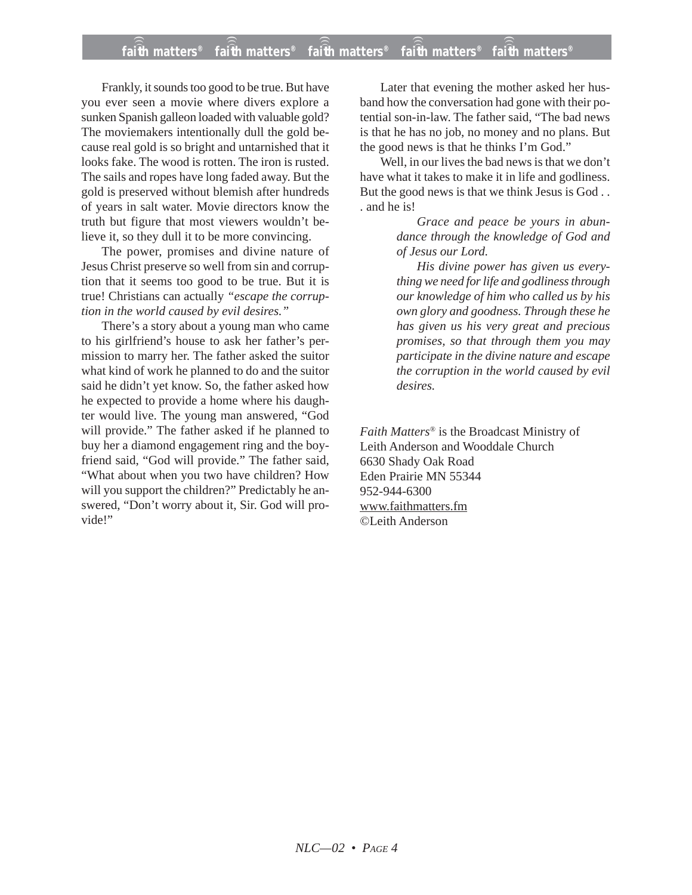Frankly, it sounds too good to be true. But have you ever seen a movie where divers explore a sunken Spanish galleon loaded with valuable gold? The moviemakers intentionally dull the gold because real gold is so bright and untarnished that it looks fake. The wood is rotten. The iron is rusted. The sails and ropes have long faded away. But the gold is preserved without blemish after hundreds of years in salt water. Movie directors know the truth but figure that most viewers wouldn't believe it, so they dull it to be more convincing.

The power, promises and divine nature of Jesus Christ preserve so well from sin and corruption that it seems too good to be true. But it is true! Christians can actually *"escape the corruption in the world caused by evil desires."*

There's a story about a young man who came to his girlfriend's house to ask her father's permission to marry her. The father asked the suitor what kind of work he planned to do and the suitor said he didn't yet know. So, the father asked how he expected to provide a home where his daughter would live. The young man answered, "God will provide." The father asked if he planned to buy her a diamond engagement ring and the boyfriend said, "God will provide." The father said, "What about when you two have children? How will you support the children?" Predictably he answered, "Don't worry about it, Sir. God will provide!"

Later that evening the mother asked her husband how the conversation had gone with their potential son-in-law. The father said, "The bad news is that he has no job, no money and no plans. But the good news is that he thinks I'm God."

Well, in our lives the bad news is that we don't have what it takes to make it in life and godliness. But the good news is that we think Jesus is God . . . and he is!

> *Grace and peace be yours in abundance through the knowledge of God and of Jesus our Lord.*
>
> *His divine power has given us everything we need for life and godliness through our knowledge of him who called us by his own glory and goodness. Through these he has given us his very great and precious promises, so that through them you may participate in the divine nature and escape the corruption in the world caused by evil desires.*

*Faith Matters®* is the Broadcast Ministry of
Leith Anderson and Wooddale Church
6630 Shady Oak Road
Eden Prairie MN 55344
952-944-6300
www.faithmatters.fm
©Leith Anderson